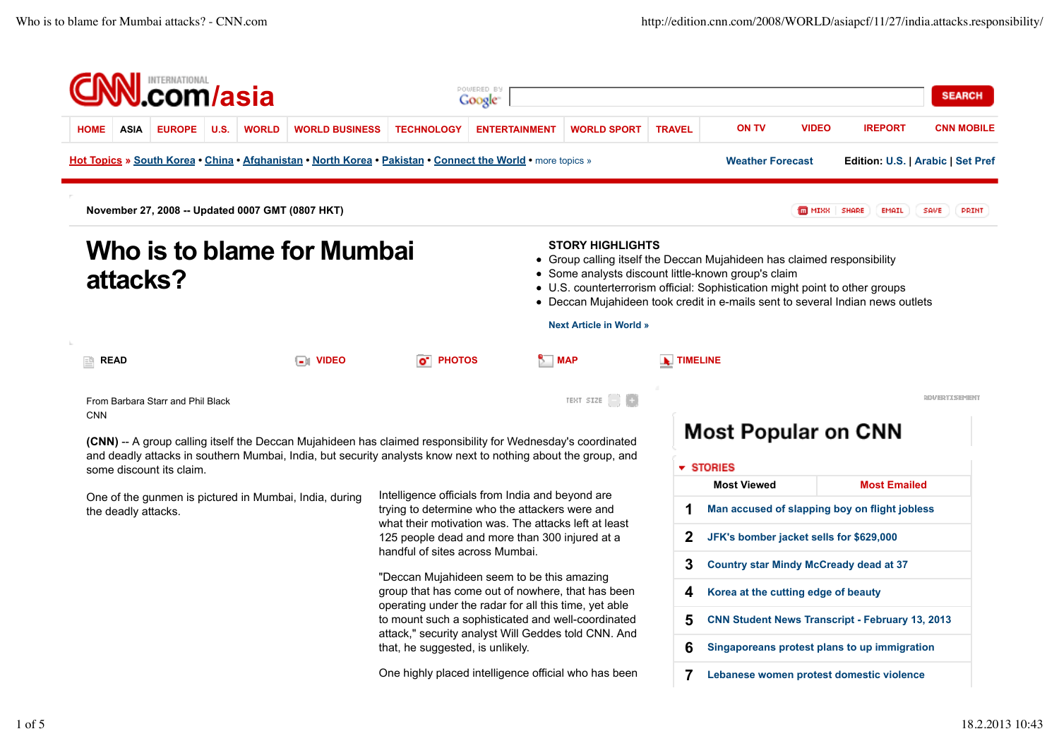CNN.com/asia

HOME | ASIA | EUROPE | U.S. | WORLD | WORLD BUSINESS | TECHNOLOGY | ENTERTAINMENT | WORLD SPORT | TRAVEL | ON TV | VIDEO | IREPORT | CNN MOBILE

Hot Topics » South Korea • China • Afghanistan • North Korea • Pakistan • Connect the World • more topics »

Weather Forecast | Edition: U.S. | Arabic | Set Pref

November 27, 2008 -- Updated 0007 GMT (0807 HKT)

# Who is to blame for Mumbai attacks?

**STORY HIGHLIGHTS**

- Group calling itself the Deccan Mujahideen has claimed responsibility
- Some analysts discount little-known group's claim
- U.S. counterterrorism official: Sophistication might point to other groups
- Deccan Mujahideen took credit in e-mails sent to several Indian news outlets

Next Article in World »

READ | VIDEO | PHOTOS | MAP | TIMELINE

From Barbara Starr and Phil Black
CNN

**(CNN)** -- A group calling itself the Deccan Mujahideen has claimed responsibility for Wednesday's coordinated and deadly attacks in southern Mumbai, India, but security analysts know next to nothing about the group, and some discount its claim.

One of the gunmen is pictured in Mumbai, India, during the deadly attacks.

Intelligence officials from India and beyond are trying to determine who the attackers were and what their motivation was. The attacks left at least 125 people dead and more than 300 injured at a handful of sites across Mumbai.

"Deccan Mujahideen seem to be this amazing group that has come out of nowhere, that has been operating under the radar for all this time, yet able to mount such a sophisticated and well-coordinated attack," security analyst Will Geddes told CNN. And that, he suggested, is unlikely.

One highly placed intelligence official who has been

## Most Popular on CNN

**STORIES**

| Most Viewed | Most Emailed |
|---|---|

1. Man accused of slapping boy on flight jobless
2. JFK's bomber jacket sells for $629,000
3. Country star Mindy McCready dead at 37
4. Korea at the cutting edge of beauty
5. CNN Student News Transcript - February 13, 2013
6. Singaporeans protest plans to up immigration
7. Lebanese women protest domestic violence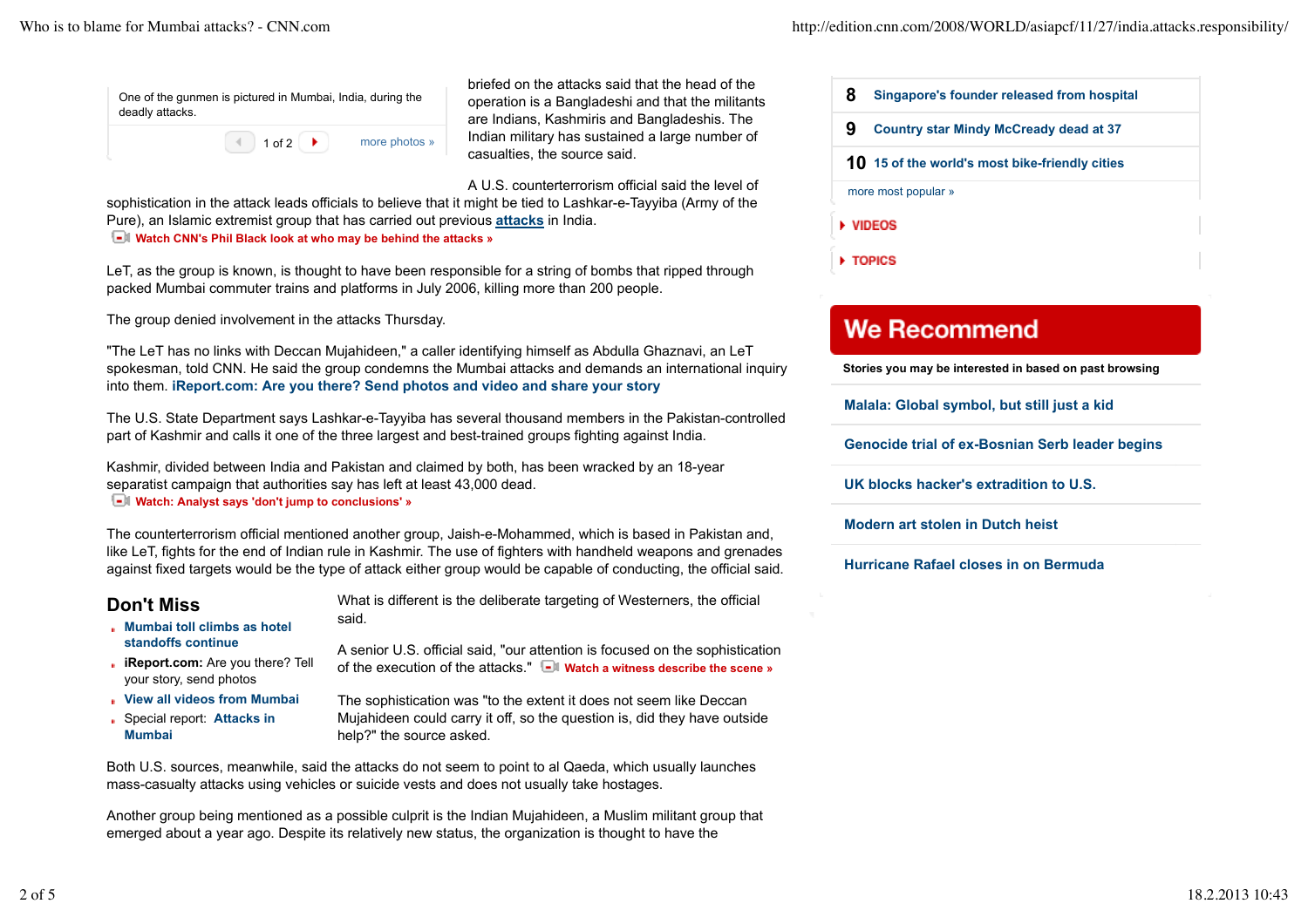One of the gunmen is pictured in Mumbai, India, during the deadly attacks.

1 of 2 more photos »

briefed on the attacks said that the head of the operation is a Bangladeshi and that the militants are Indians, Kashmiris and Bangladeshis. The Indian military has sustained a large number of casualties, the source said.

A U.S. counterterrorism official said the level of sophistication in the attack leads officials to believe that it might be tied to Lashkar-e-Tayyiba (Army of the Pure), an Islamic extremist group that has carried out previous **attacks** in India.

**Watch CNN's Phil Black look at who may be behind the attacks »**

LeT, as the group is known, is thought to have been responsible for a string of bombs that ripped through packed Mumbai commuter trains and platforms in July 2006, killing more than 200 people.

The group denied involvement in the attacks Thursday.

"The LeT has no links with Deccan Mujahideen," a caller identifying himself as Abdulla Ghaznavi, an LeT spokesman, told CNN. He said the group condemns the Mumbai attacks and demands an international inquiry into them. **iReport.com: Are you there? Send photos and video and share your story**

The U.S. State Department says Lashkar-e-Tayyiba has several thousand members in the Pakistan-controlled part of Kashmir and calls it one of the three largest and best-trained groups fighting against India.

Kashmir, divided between India and Pakistan and claimed by both, has been wracked by an 18-year separatist campaign that authorities say has left at least 43,000 dead.

**Watch: Analyst says 'don't jump to conclusions' »**

The counterterrorism official mentioned another group, Jaish-e-Mohammed, which is based in Pakistan and, like LeT, fights for the end of Indian rule in Kashmir. The use of fighters with handheld weapons and grenades against fixed targets would be the type of attack either group would be capable of conducting, the official said.

What is different is the deliberate targeting of Westerners, the official said.

A senior U.S. official said, "our attention is focused on the sophistication of the execution of the attacks." **Watch a witness describe the scene »**

The sophistication was "to the extent it does not seem like Deccan Mujahideen could carry it off, so the question is, did they have outside help?" the source asked.

## Don't Miss

- **Mumbai toll climbs as hotel standoffs continue**
- **iReport.com:** Are you there? Tell your story, send photos
- **View all videos from Mumbai**
- Special report: **Attacks in Mumbai**

Both U.S. sources, meanwhile, said the attacks do not seem to point to al Qaeda, which usually launches mass-casualty attacks using vehicles or suicide vests and does not usually take hostages.

Another group being mentioned as a possible culprit is the Indian Mujahideen, a Muslim militant group that emerged about a year ago. Despite its relatively new status, the organization is thought to have the

8 **Singapore's founder released from hospital**

9 **Country star Mindy McCready dead at 37**

10 **15 of the world's most bike-friendly cities**

more most popular »

**VIDEOS**

**TOPICS**

## We Recommend

**Stories you may be interested in based on past browsing**

**Malala: Global symbol, but still just a kid**

**Genocide trial of ex-Bosnian Serb leader begins**

**UK blocks hacker's extradition to U.S.**

**Modern art stolen in Dutch heist**

**Hurricane Rafael closes in on Bermuda**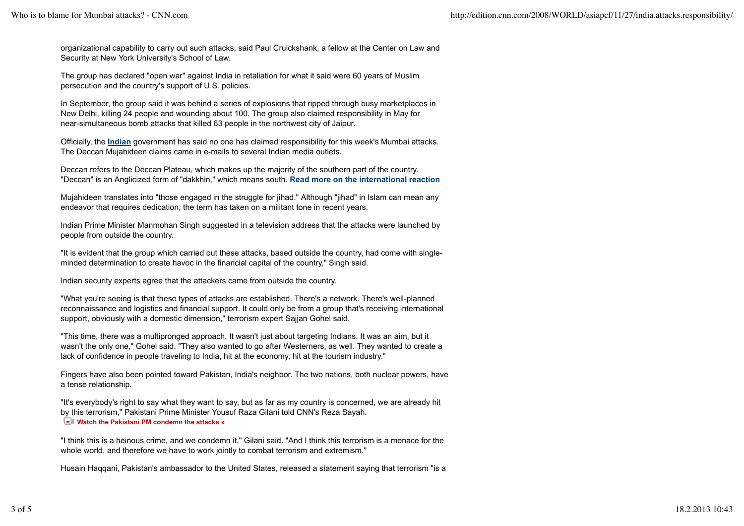organizational capability to carry out such attacks, said Paul Cruickshank, a fellow at the Center on Law and Security at New York University's School of Law.

The group has declared "open war" against India in retaliation for what it said were 60 years of Muslim persecution and the country's support of U.S. policies.

In September, the group said it was behind a series of explosions that ripped through busy marketplaces in New Delhi, killing 24 people and wounding about 100. The group also claimed responsibility in May for near-simultaneous bomb attacks that killed 63 people in the northwest city of Jaipur.

Officially, the **Indian** government has said no one has claimed responsibility for this week's Mumbai attacks. The Deccan Mujahideen claims came in e-mails to several Indian media outlets.

Deccan refers to the Deccan Plateau, which makes up the majority of the southern part of the country. "Deccan" is an Anglicized form of "dakkhin," which means south. **Read more on the international reaction**

Mujahideen translates into "those engaged in the struggle for jihad." Although "jihad" in Islam can mean any endeavor that requires dedication, the term has taken on a militant tone in recent years.

Indian Prime Minister Manmohan Singh suggested in a television address that the attacks were launched by people from outside the country.

"It is evident that the group which carried out these attacks, based outside the country, had come with single-minded determination to create havoc in the financial capital of the country," Singh said.

Indian security experts agree that the attackers came from outside the country.

"What you're seeing is that these types of attacks are established. There's a network. There's well-planned reconnaissance and logistics and financial support. It could only be from a group that's receiving international support, obviously with a domestic dimension," terrorism expert Sajjan Gohel said.

"This time, there was a multipronged approach. It wasn't just about targeting Indians. It was an aim, but it wasn't the only one," Gohel said. "They also wanted to go after Westerners, as well. They wanted to create a lack of confidence in people traveling to India, hit at the economy, hit at the tourism industry."

Fingers have also been pointed toward Pakistan, India's neighbor. The two nations, both nuclear powers, have a tense relationship.

"It's everybody's right to say what they want to say, but as far as my country is concerned, we are already hit by this terrorism," Pakistani Prime Minister Yousuf Raza Gilani told CNN's Reza Sayah.
**Watch the Pakistani PM condemn the attacks »**

"I think this is a heinous crime, and we condemn it," Gilani said. "And I think this terrorism is a menace for the whole world, and therefore we have to work jointly to combat terrorism and extremism."

Husain Haqqani, Pakistan's ambassador to the United States, released a statement saying that terrorism "is a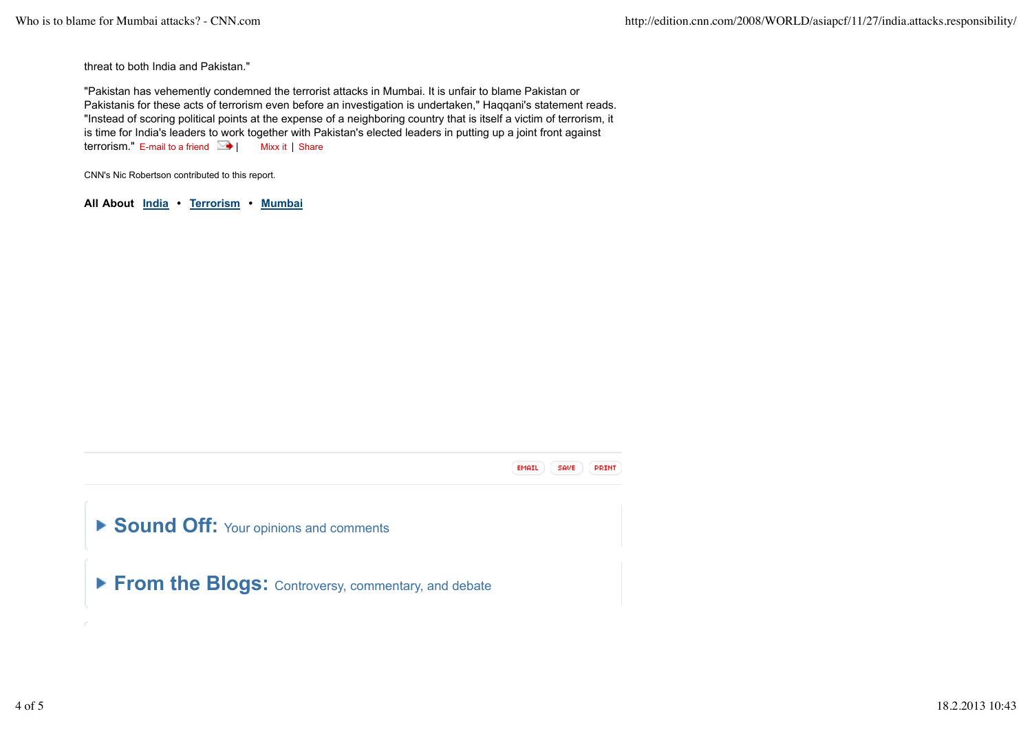threat to both India and Pakistan."

"Pakistan has vehemently condemned the terrorist attacks in Mumbai. It is unfair to blame Pakistan or Pakistanis for these acts of terrorism even before an investigation is undertaken," Haqqani's statement reads. "Instead of scoring political points at the expense of a neighboring country that is itself a victim of terrorism, it is time for India's leaders to work together with Pakistan's elected leaders in putting up a joint front against terrorism." E-mail to a friend | Mixx it | Share

CNN's Nic Robertson contributed to this report.

**All About India • Terrorism • Mumbai**

EMAIL SAVE PRINT

**Sound Off:** Your opinions and comments

**From the Blogs:** Controversy, commentary, and debate